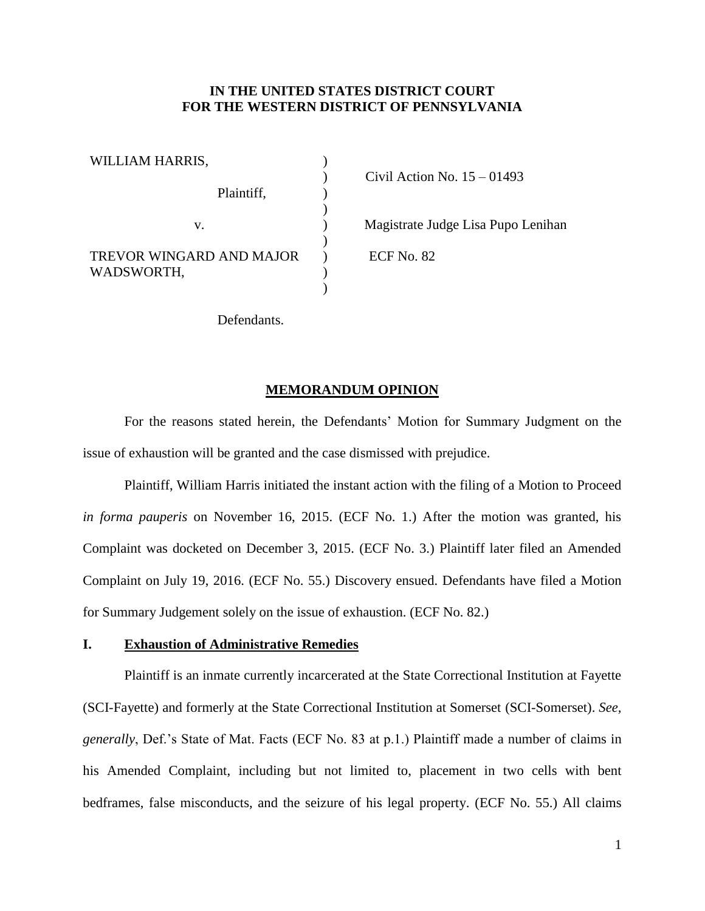**IN THE UNITED STATES DISTRICT COURT**
**FOR THE WESTERN DISTRICT OF PENNSYLVANIA**

| | | |
|---|---|---|
| WILLIAM HARRIS, | ) | |
| | ) | Civil Action No. 15 – 01493 |
| Plaintiff, | ) | |
| | ) | |
| v. | ) | Magistrate Judge Lisa Pupo Lenihan |
| | ) | |
| TREVOR WINGARD AND MAJOR WADSWORTH, | ) | ECF No. 82 |
| | ) | |
| Defendants. | | |

**MEMORANDUM OPINION**

For the reasons stated herein, the Defendants' Motion for Summary Judgment on the issue of exhaustion will be granted and the case dismissed with prejudice.

Plaintiff, William Harris initiated the instant action with the filing of a Motion to Proceed *in forma pauperis* on November 16, 2015. (ECF No. 1.) After the motion was granted, his Complaint was docketed on December 3, 2015. (ECF No. 3.) Plaintiff later filed an Amended Complaint on July 19, 2016. (ECF No. 55.) Discovery ensued. Defendants have filed a Motion for Summary Judgement solely on the issue of exhaustion. (ECF No. 82.)

## I. Exhaustion of Administrative Remedies

Plaintiff is an inmate currently incarcerated at the State Correctional Institution at Fayette (SCI-Fayette) and formerly at the State Correctional Institution at Somerset (SCI-Somerset). *See, generally*, Def.'s State of Mat. Facts (ECF No. 83 at p.1.) Plaintiff made a number of claims in his Amended Complaint, including but not limited to, placement in two cells with bent bedframes, false misconducts, and the seizure of his legal property. (ECF No. 55.) All claims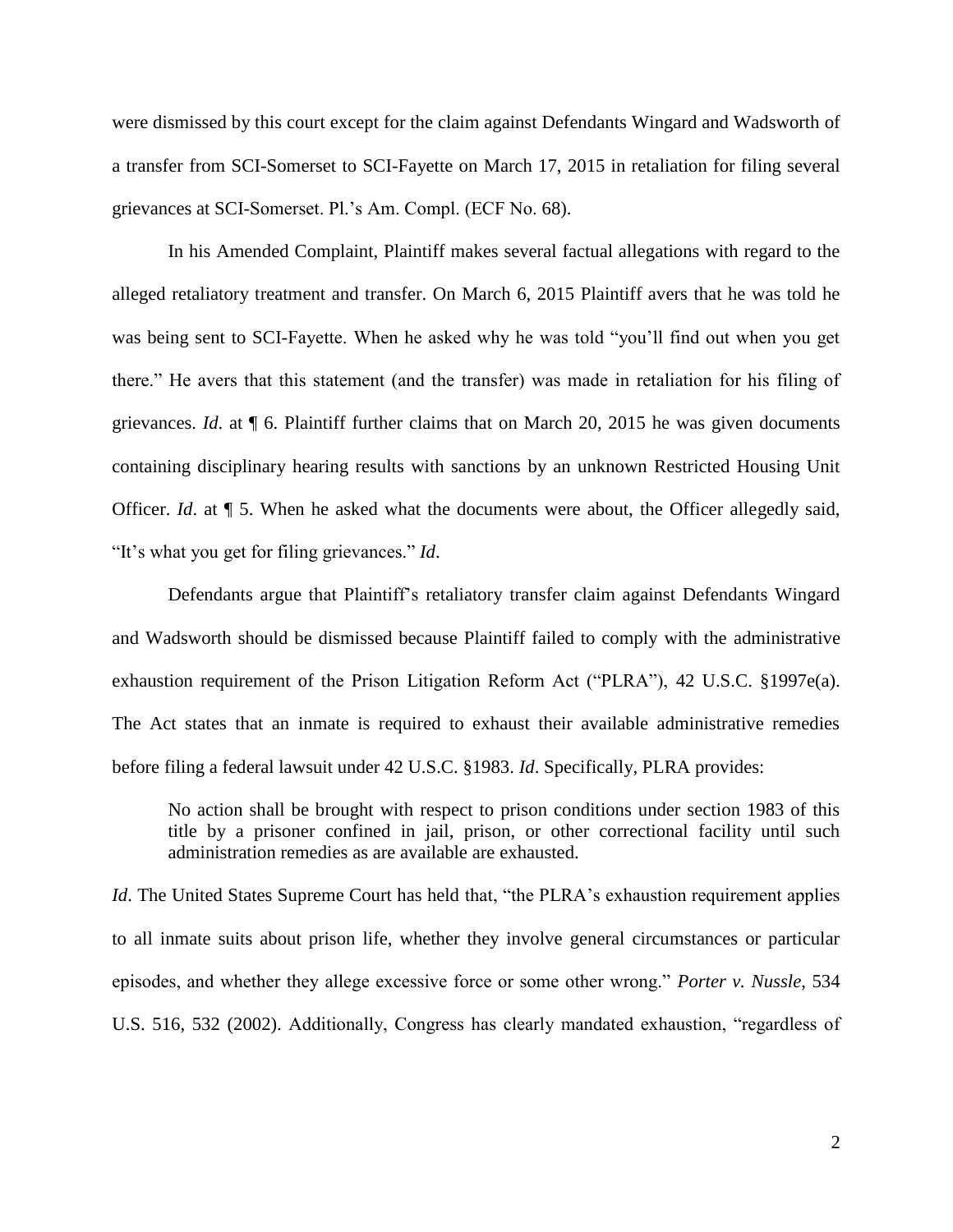were dismissed by this court except for the claim against Defendants Wingard and Wadsworth of a transfer from SCI-Somerset to SCI-Fayette on March 17, 2015 in retaliation for filing several grievances at SCI-Somerset. Pl.'s Am. Compl. (ECF No. 68).

In his Amended Complaint, Plaintiff makes several factual allegations with regard to the alleged retaliatory treatment and transfer. On March 6, 2015 Plaintiff avers that he was told he was being sent to SCI-Fayette. When he asked why he was told "you'll find out when you get there." He avers that this statement (and the transfer) was made in retaliation for his filing of grievances. *Id*. at ¶ 6. Plaintiff further claims that on March 20, 2015 he was given documents containing disciplinary hearing results with sanctions by an unknown Restricted Housing Unit Officer. *Id*. at ¶ 5. When he asked what the documents were about, the Officer allegedly said, "It's what you get for filing grievances." *Id*.

Defendants argue that Plaintiff's retaliatory transfer claim against Defendants Wingard and Wadsworth should be dismissed because Plaintiff failed to comply with the administrative exhaustion requirement of the Prison Litigation Reform Act ("PLRA"), 42 U.S.C. §1997e(a). The Act states that an inmate is required to exhaust their available administrative remedies before filing a federal lawsuit under 42 U.S.C. §1983. *Id*. Specifically, PLRA provides:

> No action shall be brought with respect to prison conditions under section 1983 of this title by a prisoner confined in jail, prison, or other correctional facility until such administration remedies as are available are exhausted.

*Id*. The United States Supreme Court has held that, "the PLRA's exhaustion requirement applies to all inmate suits about prison life, whether they involve general circumstances or particular episodes, and whether they allege excessive force or some other wrong." *Porter v. Nussle*, 534 U.S. 516, 532 (2002). Additionally, Congress has clearly mandated exhaustion, "regardless of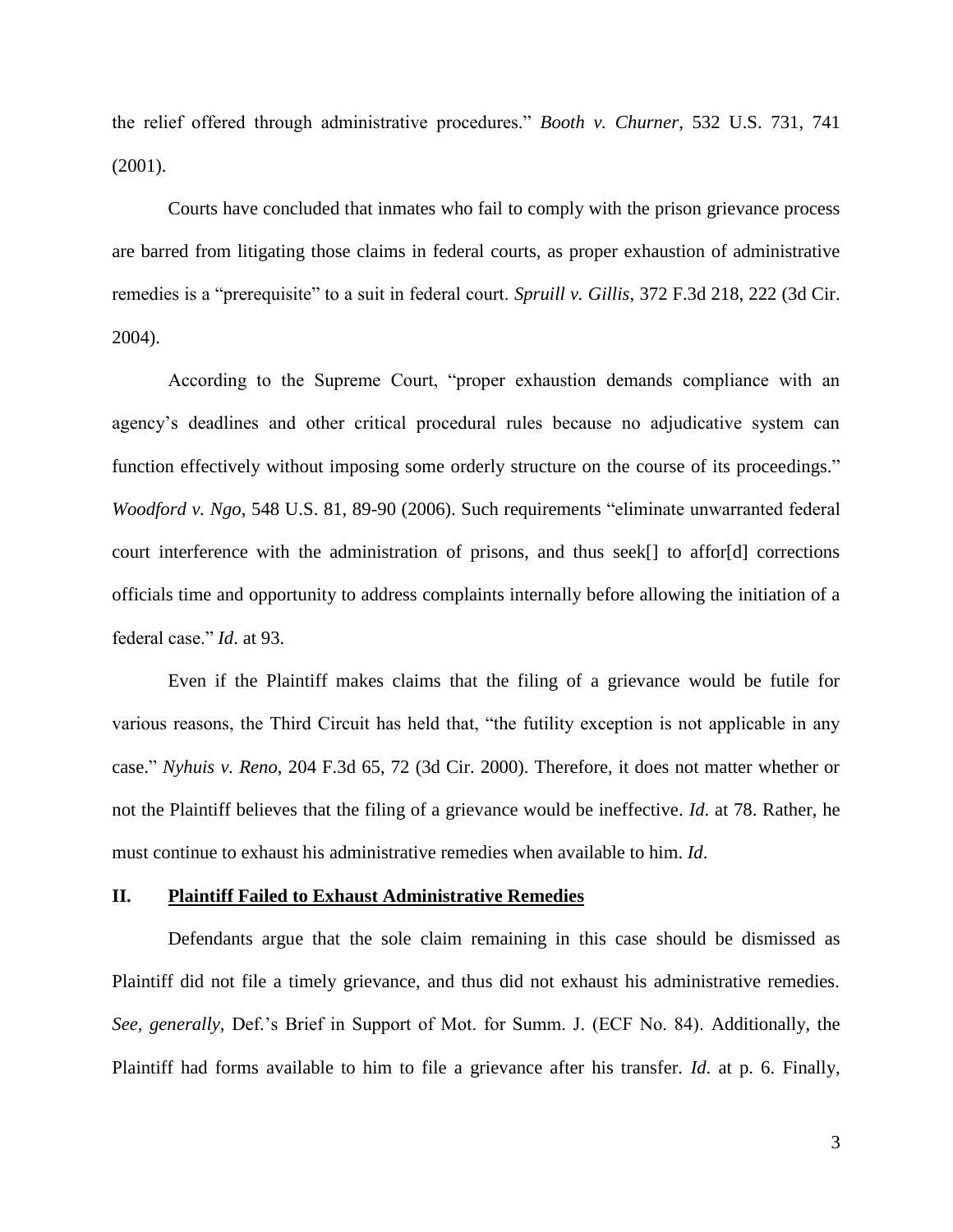the relief offered through administrative procedures." *Booth v. Churner*, 532 U.S. 731, 741 (2001).

Courts have concluded that inmates who fail to comply with the prison grievance process are barred from litigating those claims in federal courts, as proper exhaustion of administrative remedies is a "prerequisite" to a suit in federal court. *Spruill v. Gillis*, 372 F.3d 218, 222 (3d Cir. 2004).

According to the Supreme Court, "proper exhaustion demands compliance with an agency's deadlines and other critical procedural rules because no adjudicative system can function effectively without imposing some orderly structure on the course of its proceedings." *Woodford v. Ngo*, 548 U.S. 81, 89-90 (2006). Such requirements "eliminate unwarranted federal court interference with the administration of prisons, and thus seek[] to affor[d] corrections officials time and opportunity to address complaints internally before allowing the initiation of a federal case." *Id*. at 93.

Even if the Plaintiff makes claims that the filing of a grievance would be futile for various reasons, the Third Circuit has held that, "the futility exception is not applicable in any case." *Nyhuis v. Reno*, 204 F.3d 65, 72 (3d Cir. 2000). Therefore, it does not matter whether or not the Plaintiff believes that the filing of a grievance would be ineffective. *Id*. at 78. Rather, he must continue to exhaust his administrative remedies when available to him. *Id*.

## II. **Plaintiff Failed to Exhaust Administrative Remedies**

Defendants argue that the sole claim remaining in this case should be dismissed as Plaintiff did not file a timely grievance, and thus did not exhaust his administrative remedies. *See, generally,* Def.'s Brief in Support of Mot. for Summ. J. (ECF No. 84). Additionally, the Plaintiff had forms available to him to file a grievance after his transfer. *Id*. at p. 6. Finally,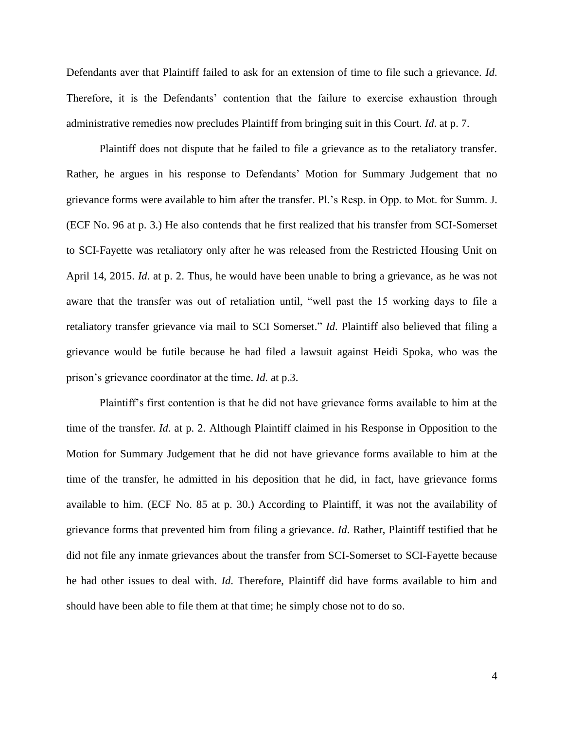Defendants aver that Plaintiff failed to ask for an extension of time to file such a grievance. *Id*. Therefore, it is the Defendants' contention that the failure to exercise exhaustion through administrative remedies now precludes Plaintiff from bringing suit in this Court. *Id*. at p. 7.

Plaintiff does not dispute that he failed to file a grievance as to the retaliatory transfer. Rather, he argues in his response to Defendants' Motion for Summary Judgement that no grievance forms were available to him after the transfer. Pl.'s Resp. in Opp. to Mot. for Summ. J. (ECF No. 96 at p. 3.) He also contends that he first realized that his transfer from SCI-Somerset to SCI-Fayette was retaliatory only after he was released from the Restricted Housing Unit on April 14, 2015. *Id*. at p. 2. Thus, he would have been unable to bring a grievance, as he was not aware that the transfer was out of retaliation until, "well past the 15 working days to file a retaliatory transfer grievance via mail to SCI Somerset." *Id*. Plaintiff also believed that filing a grievance would be futile because he had filed a lawsuit against Heidi Spoka, who was the prison's grievance coordinator at the time. *Id.* at p.3.

Plaintiff's first contention is that he did not have grievance forms available to him at the time of the transfer. *Id*. at p. 2. Although Plaintiff claimed in his Response in Opposition to the Motion for Summary Judgement that he did not have grievance forms available to him at the time of the transfer, he admitted in his deposition that he did, in fact, have grievance forms available to him. (ECF No. 85 at p. 30.) According to Plaintiff, it was not the availability of grievance forms that prevented him from filing a grievance. *Id*. Rather, Plaintiff testified that he did not file any inmate grievances about the transfer from SCI-Somerset to SCI-Fayette because he had other issues to deal with. *Id.* Therefore, Plaintiff did have forms available to him and should have been able to file them at that time; he simply chose not to do so.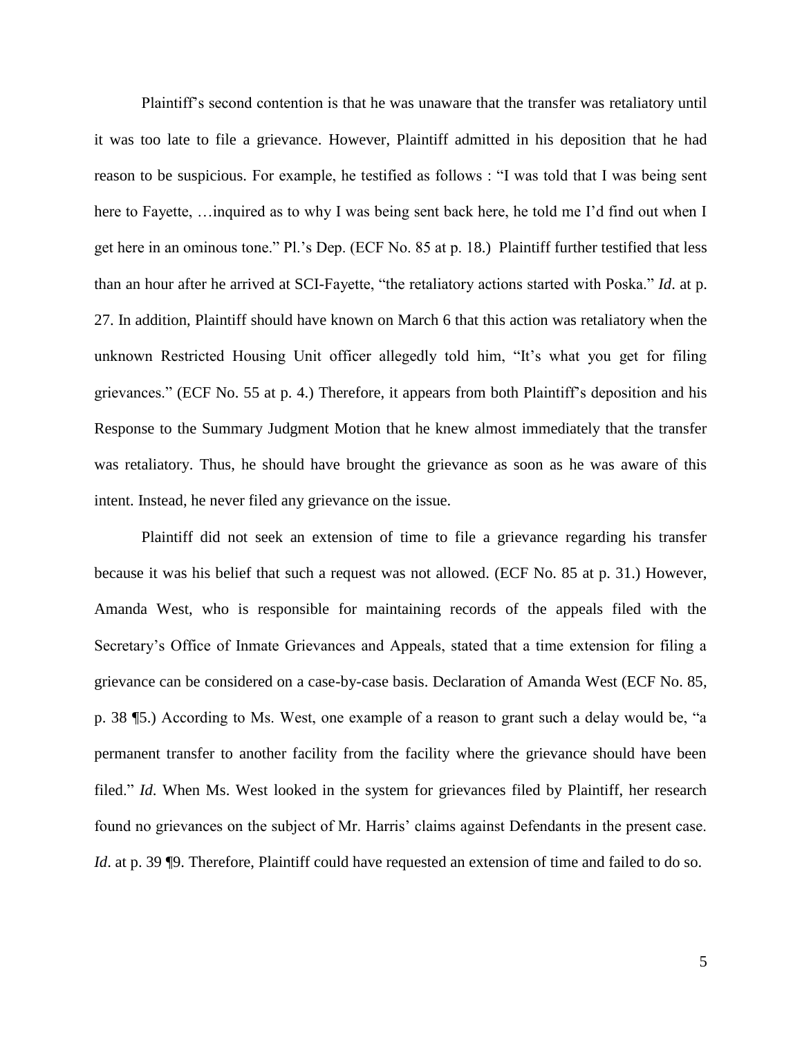Plaintiff's second contention is that he was unaware that the transfer was retaliatory until it was too late to file a grievance. However, Plaintiff admitted in his deposition that he had reason to be suspicious. For example, he testified as follows : "I was told that I was being sent here to Fayette, …inquired as to why I was being sent back here, he told me I'd find out when I get here in an ominous tone." Pl.'s Dep. (ECF No. 85 at p. 18.) Plaintiff further testified that less than an hour after he arrived at SCI-Fayette, "the retaliatory actions started with Poska." *Id*. at p. 27. In addition, Plaintiff should have known on March 6 that this action was retaliatory when the unknown Restricted Housing Unit officer allegedly told him, "It's what you get for filing grievances." (ECF No. 55 at p. 4.) Therefore, it appears from both Plaintiff's deposition and his Response to the Summary Judgment Motion that he knew almost immediately that the transfer was retaliatory. Thus, he should have brought the grievance as soon as he was aware of this intent. Instead, he never filed any grievance on the issue.

Plaintiff did not seek an extension of time to file a grievance regarding his transfer because it was his belief that such a request was not allowed. (ECF No. 85 at p. 31.) However, Amanda West, who is responsible for maintaining records of the appeals filed with the Secretary's Office of Inmate Grievances and Appeals, stated that a time extension for filing a grievance can be considered on a case-by-case basis. Declaration of Amanda West (ECF No. 85, p. 38 ¶5.) According to Ms. West, one example of a reason to grant such a delay would be, "a permanent transfer to another facility from the facility where the grievance should have been filed." *Id*. When Ms. West looked in the system for grievances filed by Plaintiff, her research found no grievances on the subject of Mr. Harris' claims against Defendants in the present case. *Id*. at p. 39 ¶9. Therefore, Plaintiff could have requested an extension of time and failed to do so.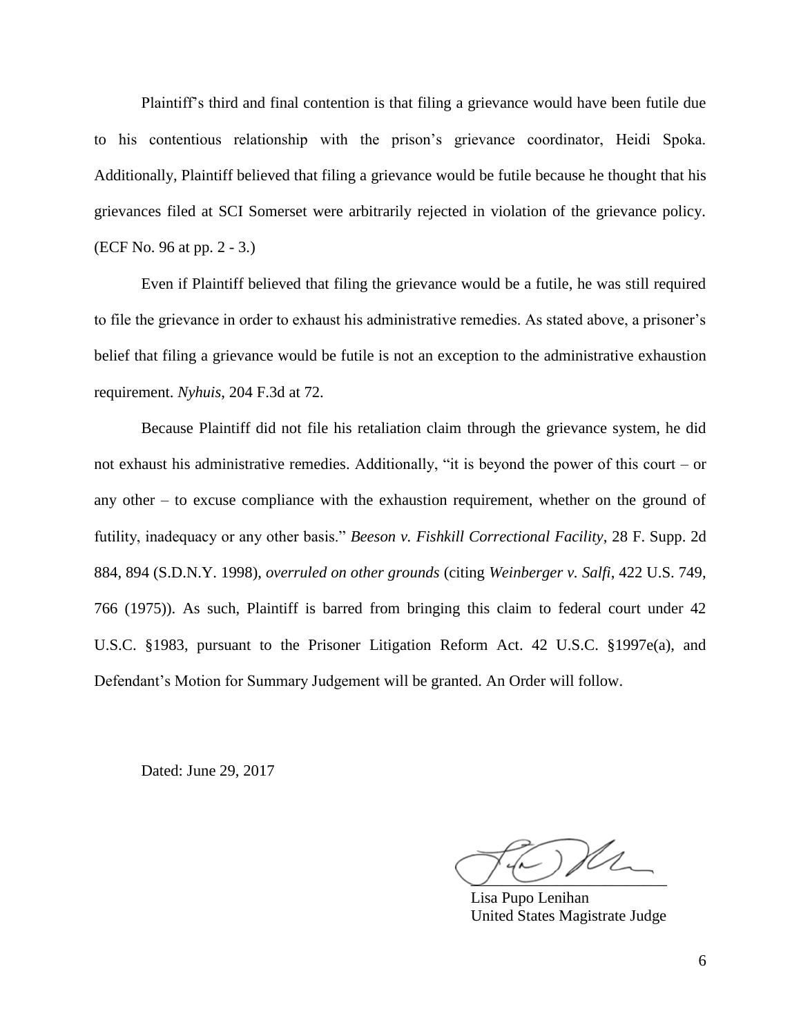Plaintiff's third and final contention is that filing a grievance would have been futile due to his contentious relationship with the prison's grievance coordinator, Heidi Spoka. Additionally, Plaintiff believed that filing a grievance would be futile because he thought that his grievances filed at SCI Somerset were arbitrarily rejected in violation of the grievance policy. (ECF No. 96 at pp. 2 - 3.)

Even if Plaintiff believed that filing the grievance would be a futile, he was still required to file the grievance in order to exhaust his administrative remedies. As stated above, a prisoner's belief that filing a grievance would be futile is not an exception to the administrative exhaustion requirement. *Nyhuis*, 204 F.3d at 72.

Because Plaintiff did not file his retaliation claim through the grievance system, he did not exhaust his administrative remedies. Additionally, "it is beyond the power of this court – or any other – to excuse compliance with the exhaustion requirement, whether on the ground of futility, inadequacy or any other basis." *Beeson v. Fishkill Correctional Facility*, 28 F. Supp. 2d 884, 894 (S.D.N.Y. 1998), *overruled on other grounds* (citing *Weinberger v. Salfi*, 422 U.S. 749, 766 (1975)). As such, Plaintiff is barred from bringing this claim to federal court under 42 U.S.C. §1983, pursuant to the Prisoner Litigation Reform Act. 42 U.S.C. §1997e(a), and Defendant's Motion for Summary Judgement will be granted. An Order will follow.

Dated: June 29, 2017

Lisa Pupo Lenihan
United States Magistrate Judge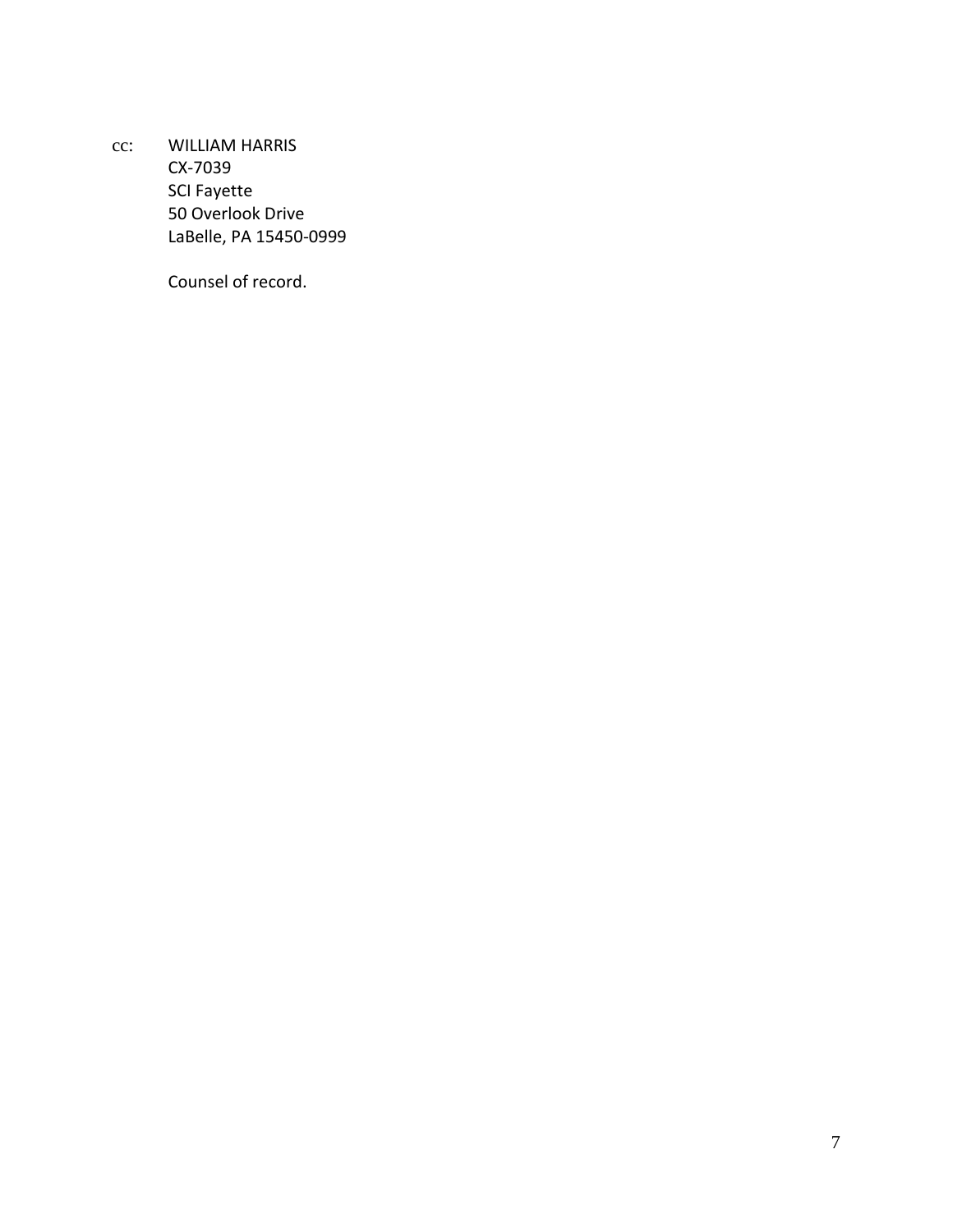cc: WILLIAM HARRIS
CX-7039
SCI Fayette
50 Overlook Drive
LaBelle, PA 15450-0999

Counsel of record.